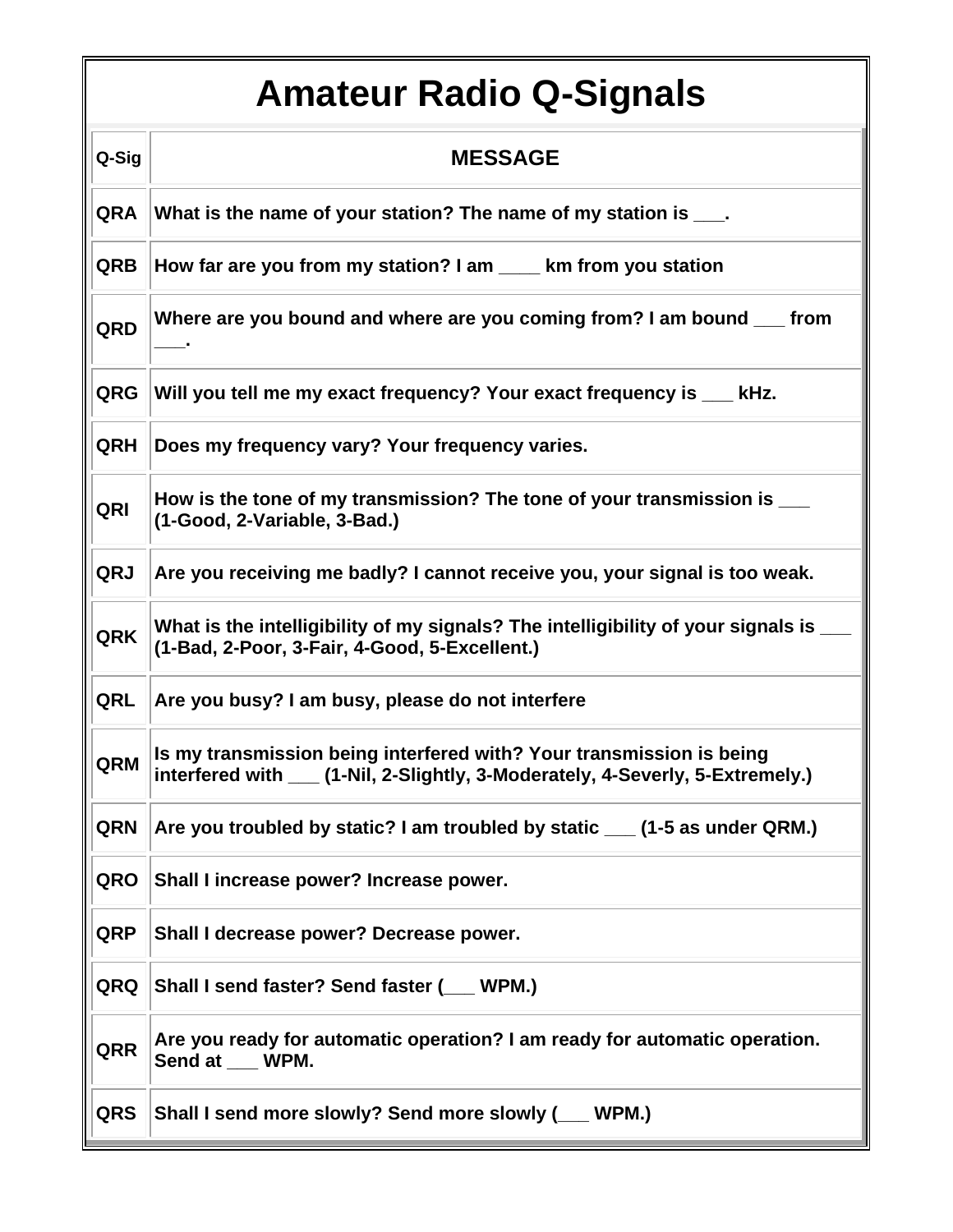# Amateur Radio Q-Signals

| Q-Sig | MESSAGE |
|---|---|
| QRA | What is the name of your station? The name of my station is ___. |
| QRB | How far are you from my station? I am ____ km from you station |
| QRD | Where are you bound and where are you coming from? I am bound ___ from ___. |
| QRG | Will you tell me my exact frequency? Your exact frequency is ___ kHz. |
| QRH | Does my frequency vary? Your frequency varies. |
| QRI | How is the tone of my transmission? The tone of your transmission is ___ (1-Good, 2-Variable, 3-Bad.) |
| QRJ | Are you receiving me badly? I cannot receive you, your signal is too weak. |
| QRK | What is the intelligibility of my signals? The intelligibility of your signals is ___ (1-Bad, 2-Poor, 3-Fair, 4-Good, 5-Excellent.) |
| QRL | Are you busy? I am busy, please do not interfere |
| QRM | Is my transmission being interfered with? Your transmission is being interfered with ___ (1-Nil, 2-Slightly, 3-Moderately, 4-Severly, 5-Extremely.) |
| QRN | Are you troubled by static? I am troubled by static ___ (1-5 as under QRM.) |
| QRO | Shall I increase power? Increase power. |
| QRP | Shall I decrease power? Decrease power. |
| QRQ | Shall I send faster? Send faster (___ WPM.) |
| QRR | Are you ready for automatic operation? I am ready for automatic operation. Send at ___ WPM. |
| QRS | Shall I send more slowly? Send more slowly (___ WPM.) |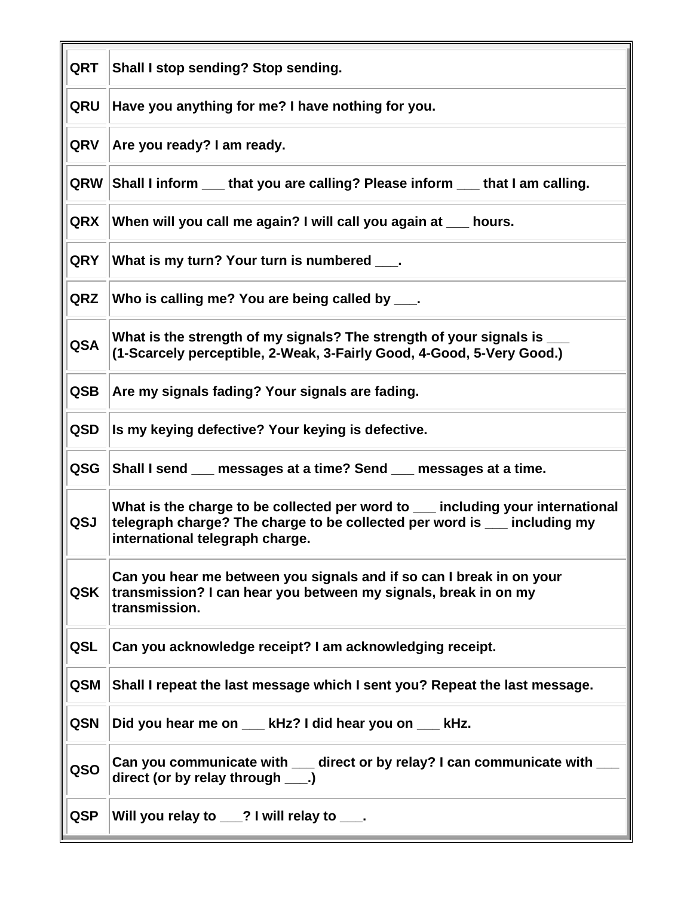| | |
|---|---|
| **QRT** | **Shall I stop sending? Stop sending.** |
| **QRU** | **Have you anything for me? I have nothing for you.** |
| **QRV** | **Are you ready? I am ready.** |
| **QRW** | **Shall I inform ___ that you are calling? Please inform ___ that I am calling.** |
| **QRX** | **When will you call me again? I will call you again at ___ hours.** |
| **QRY** | **What is my turn? Your turn is numbered ___.** |
| **QRZ** | **Who is calling me? You are being called by ___.** |
| **QSA** | **What is the strength of my signals? The strength of your signals is ___ (1-Scarcely perceptible, 2-Weak, 3-Fairly Good, 4-Good, 5-Very Good.)** |
| **QSB** | **Are my signals fading? Your signals are fading.** |
| **QSD** | **Is my keying defective? Your keying is defective.** |
| **QSG** | **Shall I send ___ messages at a time? Send ___ messages at a time.** |
| **QSJ** | **What is the charge to be collected per word to ___ including your international telegraph charge? The charge to be collected per word is ___ including my international telegraph charge.** |
| **QSK** | **Can you hear me between you signals and if so can I break in on your transmission? I can hear you between my signals, break in on my transmission.** |
| **QSL** | **Can you acknowledge receipt? I am acknowledging receipt.** |
| **QSM** | **Shall I repeat the last message which I sent you? Repeat the last message.** |
| **QSN** | **Did you hear me on ___ kHz? I did hear you on ___ kHz.** |
| **QSO** | **Can you communicate with ___ direct or by relay? I can communicate with ___ direct (or by relay through ___.)** |
| **QSP** | **Will you relay to ___? I will relay to ___.** |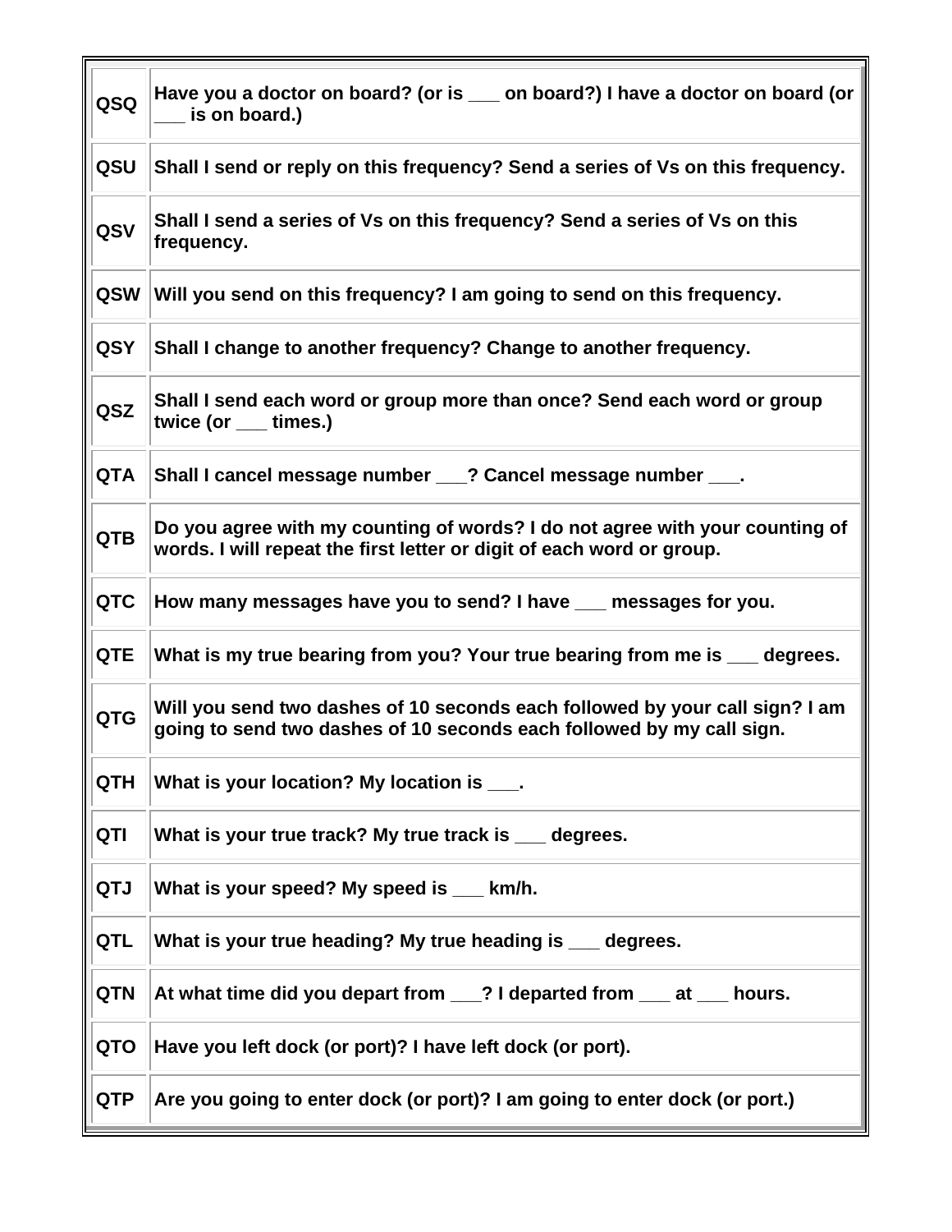| | |
|---|---|
| **QSQ** | **Have you a doctor on board? (or is ___ on board?) I have a doctor on board (or ___ is on board.)** |
| **QSU** | **Shall I send or reply on this frequency? Send a series of Vs on this frequency.** |
| **QSV** | **Shall I send a series of Vs on this frequency? Send a series of Vs on this frequency.** |
| **QSW** | **Will you send on this frequency? I am going to send on this frequency.** |
| **QSY** | **Shall I change to another frequency? Change to another frequency.** |
| **QSZ** | **Shall I send each word or group more than once? Send each word or group twice (or ___ times.)** |
| **QTA** | **Shall I cancel message number ___? Cancel message number ___.** |
| **QTB** | **Do you agree with my counting of words? I do not agree with your counting of words. I will repeat the first letter or digit of each word or group.** |
| **QTC** | **How many messages have you to send? I have ___ messages for you.** |
| **QTE** | **What is my true bearing from you? Your true bearing from me is ___ degrees.** |
| **QTG** | **Will you send two dashes of 10 seconds each followed by your call sign? I am going to send two dashes of 10 seconds each followed by my call sign.** |
| **QTH** | **What is your location? My location is ___.** |
| **QTI** | **What is your true track? My true track is ___ degrees.** |
| **QTJ** | **What is your speed? My speed is ___ km/h.** |
| **QTL** | **What is your true heading? My true heading is ___ degrees.** |
| **QTN** | **At what time did you depart from ___? I departed from ___ at ___ hours.** |
| **QTO** | **Have you left dock (or port)? I have left dock (or port).** |
| **QTP** | **Are you going to enter dock (or port)? I am going to enter dock (or port.)** |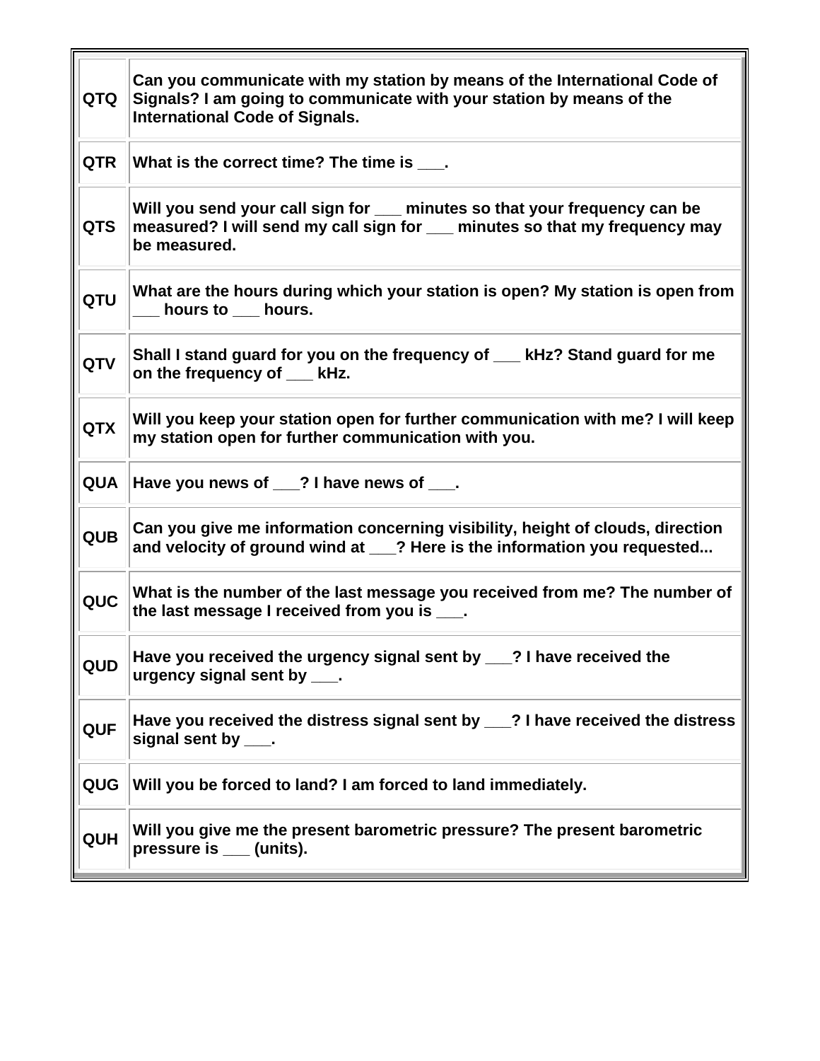| | |
|---|---|
| **QTQ** | **Can you communicate with my station by means of the International Code of Signals? I am going to communicate with your station by means of the International Code of Signals.** |
| **QTR** | **What is the correct time? The time is ___.** |
| **QTS** | **Will you send your call sign for ___ minutes so that your frequency can be measured? I will send my call sign for ___ minutes so that my frequency may be measured.** |
| **QTU** | **What are the hours during which your station is open? My station is open from ___ hours to ___ hours.** |
| **QTV** | **Shall I stand guard for you on the frequency of ___ kHz? Stand guard for me on the frequency of ___ kHz.** |
| **QTX** | **Will you keep your station open for further communication with me? I will keep my station open for further communication with you.** |
| **QUA** | **Have you news of ___? I have news of ___.** |
| **QUB** | **Can you give me information concerning visibility, height of clouds, direction and velocity of ground wind at ___? Here is the information you requested...** |
| **QUC** | **What is the number of the last message you received from me? The number of the last message I received from you is ___.** |
| **QUD** | **Have you received the urgency signal sent by ___? I have received the urgency signal sent by ___.** |
| **QUF** | **Have you received the distress signal sent by ___? I have received the distress signal sent by ___.** |
| **QUG** | **Will you be forced to land? I am forced to land immediately.** |
| **QUH** | **Will you give me the present barometric pressure? The present barometric pressure is ___ (units).** |